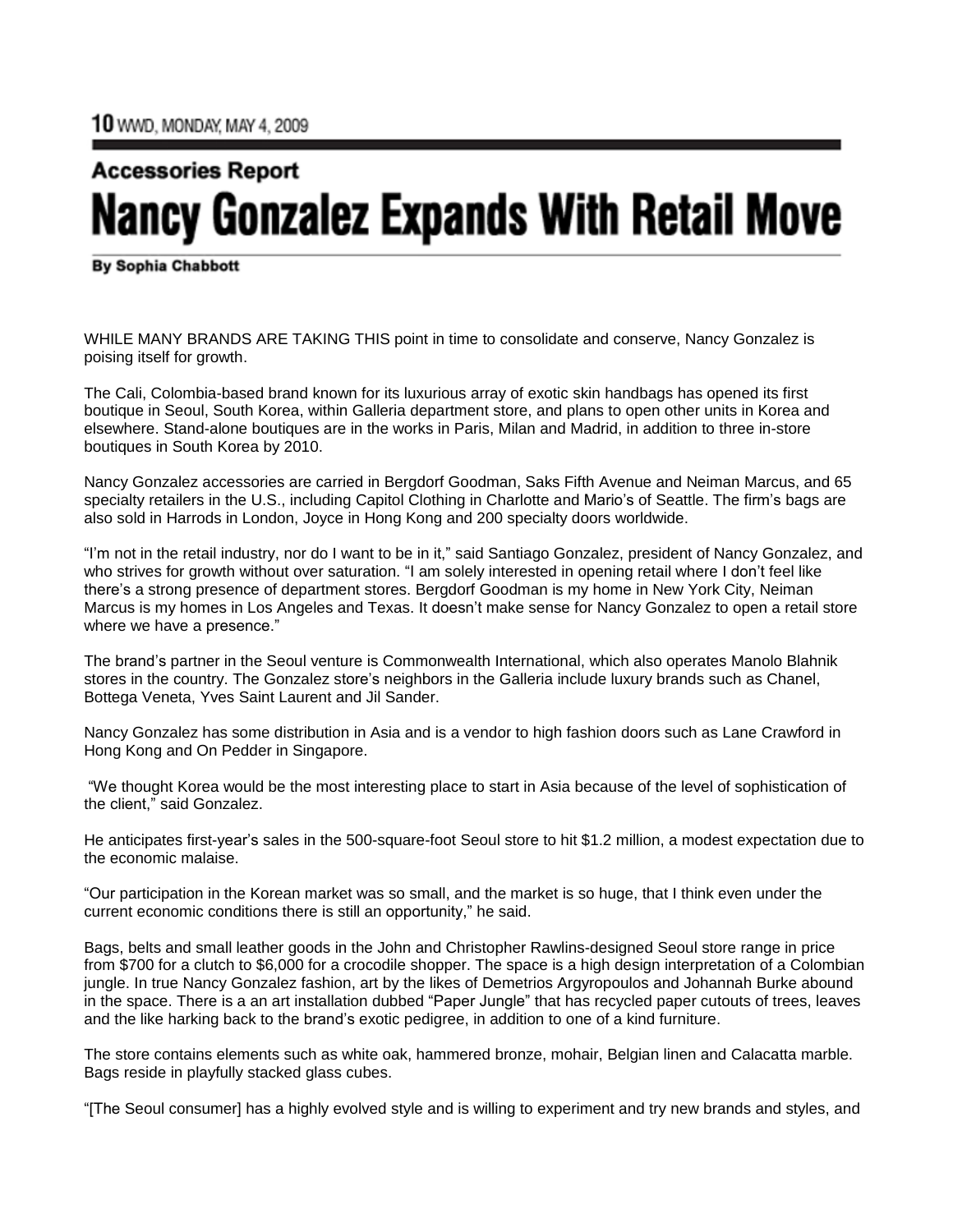Accessories Report

# Nancy Gonzalez Expands With Retail Move

**By Sophia Chabbott**

WHILE MANY BRANDS ARE TAKING THIS point in time to consolidate and conserve, Nancy Gonzalez is poising itself for growth.

The Cali, Colombia-based brand known for its luxurious array of exotic skin handbags has opened its first boutique in Seoul, South Korea, within Galleria department store, and plans to open other units in Korea and elsewhere. Stand-alone boutiques are in the works in Paris, Milan and Madrid, in addition to three in-store boutiques in South Korea by 2010.

Nancy Gonzalez accessories are carried in Bergdorf Goodman, Saks Fifth Avenue and Neiman Marcus, and 65 specialty retailers in the U.S., including Capitol Clothing in Charlotte and Mario's of Seattle. The firm's bags are also sold in Harrods in London, Joyce in Hong Kong and 200 specialty doors worldwide.

"I'm not in the retail industry, nor do I want to be in it," said Santiago Gonzalez, president of Nancy Gonzalez, and who strives for growth without over saturation. "I am solely interested in opening retail where I don't feel like there's a strong presence of department stores. Bergdorf Goodman is my home in New York City, Neiman Marcus is my homes in Los Angeles and Texas. It doesn't make sense for Nancy Gonzalez to open a retail store where we have a presence."

The brand's partner in the Seoul venture is Commonwealth International, which also operates Manolo Blahnik stores in the country. The Gonzalez store's neighbors in the Galleria include luxury brands such as Chanel, Bottega Veneta, Yves Saint Laurent and Jil Sander.

Nancy Gonzalez has some distribution in Asia and is a vendor to high fashion doors such as Lane Crawford in Hong Kong and On Pedder in Singapore.

"We thought Korea would be the most interesting place to start in Asia because of the level of sophistication of the client," said Gonzalez.

He anticipates first-year's sales in the 500-square-foot Seoul store to hit $1.2 million, a modest expectation due to the economic malaise.

"Our participation in the Korean market was so small, and the market is so huge, that I think even under the current economic conditions there is still an opportunity," he said.

Bags, belts and small leather goods in the John and Christopher Rawlins-designed Seoul store range in price from $700 for a clutch to $6,000 for a crocodile shopper. The space is a high design interpretation of a Colombian jungle. In true Nancy Gonzalez fashion, art by the likes of Demetrios Argyropoulos and Johannah Burke abound in the space. There is a an art installation dubbed "Paper Jungle" that has recycled paper cutouts of trees, leaves and the like harking back to the brand's exotic pedigree, in addition to one of a kind furniture.

The store contains elements such as white oak, hammered bronze, mohair, Belgian linen and Calacatta marble. Bags reside in playfully stacked glass cubes.

"[The Seoul consumer] has a highly evolved style and is willing to experiment and try new brands and styles, and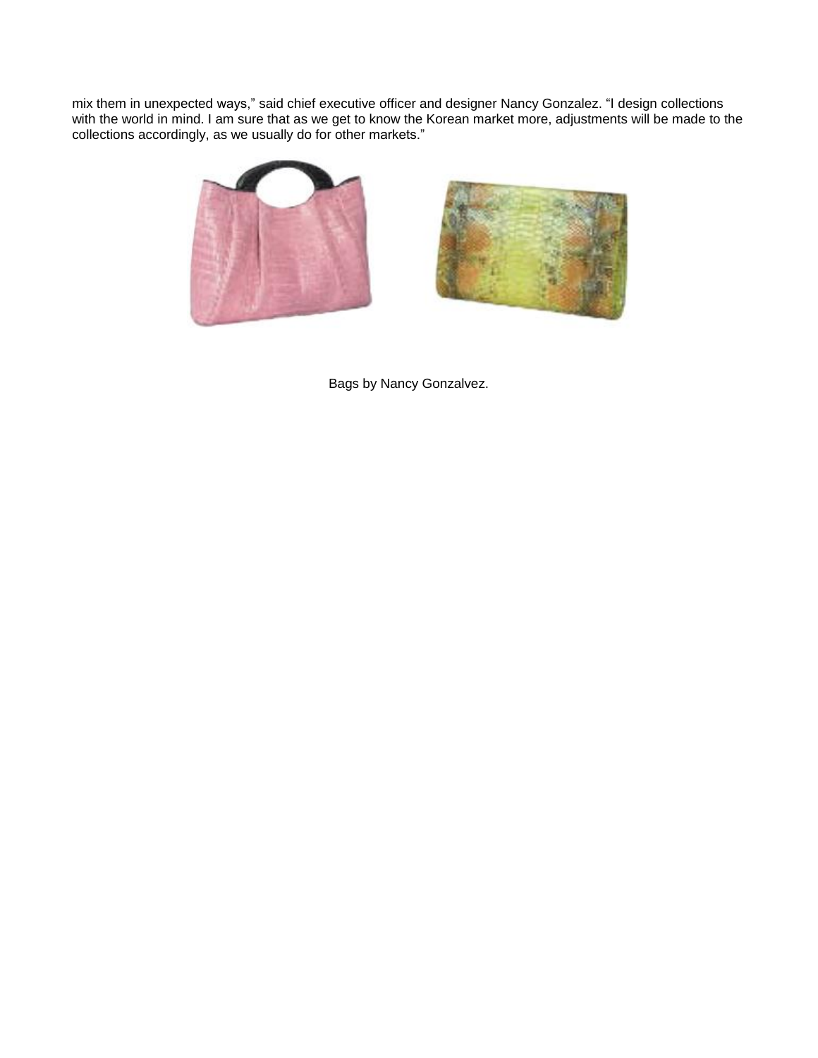mix them in unexpected ways," said chief executive officer and designer Nancy Gonzalez. "I design collections with the world in mind. I am sure that as we get to know the Korean market more, adjustments will be made to the collections accordingly, as we usually do for other markets."

Bags by Nancy Gonzalvez.